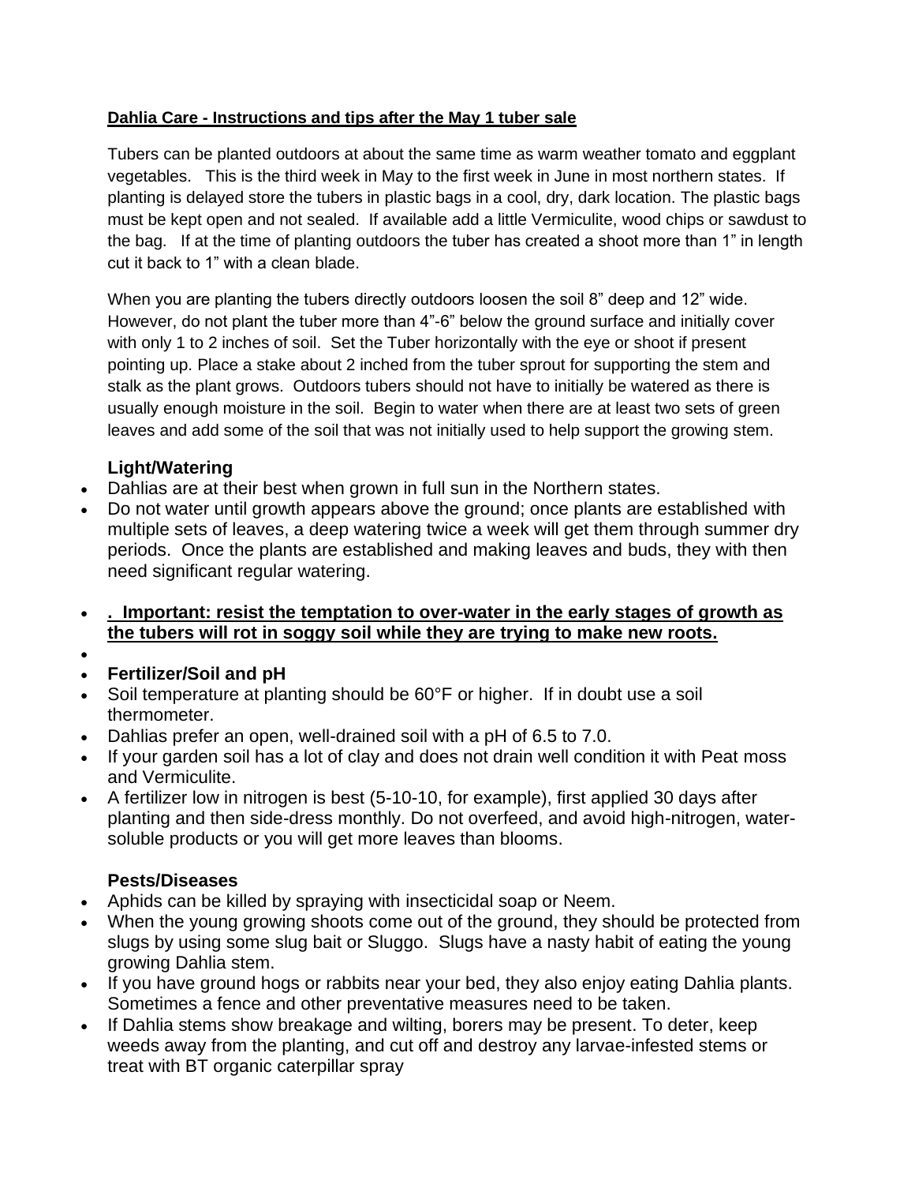**Dahlia Care - Instructions and tips after the May 1 tuber sale**

Tubers can be planted outdoors at about the same time as warm weather tomato and eggplant vegetables. This is the third week in May to the first week in June in most northern states. If planting is delayed store the tubers in plastic bags in a cool, dry, dark location. The plastic bags must be kept open and not sealed. If available add a little Vermiculite, wood chips or sawdust to the bag. If at the time of planting outdoors the tuber has created a shoot more than 1" in length cut it back to 1" with a clean blade.

When you are planting the tubers directly outdoors loosen the soil 8" deep and 12" wide. However, do not plant the tuber more than 4"-6" below the ground surface and initially cover with only 1 to 2 inches of soil. Set the Tuber horizontally with the eye or shoot if present pointing up. Place a stake about 2 inched from the tuber sprout for supporting the stem and stalk as the plant grows. Outdoors tubers should not have to initially be watered as there is usually enough moisture in the soil. Begin to water when there are at least two sets of green leaves and add some of the soil that was not initially used to help support the growing stem.

**Light/Watering**

- Dahlias are at their best when grown in full sun in the Northern states.
- Do not water until growth appears above the ground; once plants are established with multiple sets of leaves, a deep watering twice a week will get them through summer dry periods. Once the plants are established and making leaves and buds, they with then need significant regular watering.
- **. Important: resist the temptation to over-water in the early stages of growth as the tubers will rot in soggy soil while they are trying to make new roots.**
- **Fertilizer/Soil and pH**
- Soil temperature at planting should be 60°F or higher. If in doubt use a soil thermometer.
- Dahlias prefer an open, well-drained soil with a pH of 6.5 to 7.0.
- If your garden soil has a lot of clay and does not drain well condition it with Peat moss and Vermiculite.
- A fertilizer low in nitrogen is best (5-10-10, for example), first applied 30 days after planting and then side-dress monthly. Do not overfeed, and avoid high-nitrogen, water-soluble products or you will get more leaves than blooms.

**Pests/Diseases**

- Aphids can be killed by spraying with insecticidal soap or Neem.
- When the young growing shoots come out of the ground, they should be protected from slugs by using some slug bait or Sluggo. Slugs have a nasty habit of eating the young growing Dahlia stem.
- If you have ground hogs or rabbits near your bed, they also enjoy eating Dahlia plants. Sometimes a fence and other preventative measures need to be taken.
- If Dahlia stems show breakage and wilting, borers may be present. To deter, keep weeds away from the planting, and cut off and destroy any larvae-infested stems or treat with BT organic caterpillar spray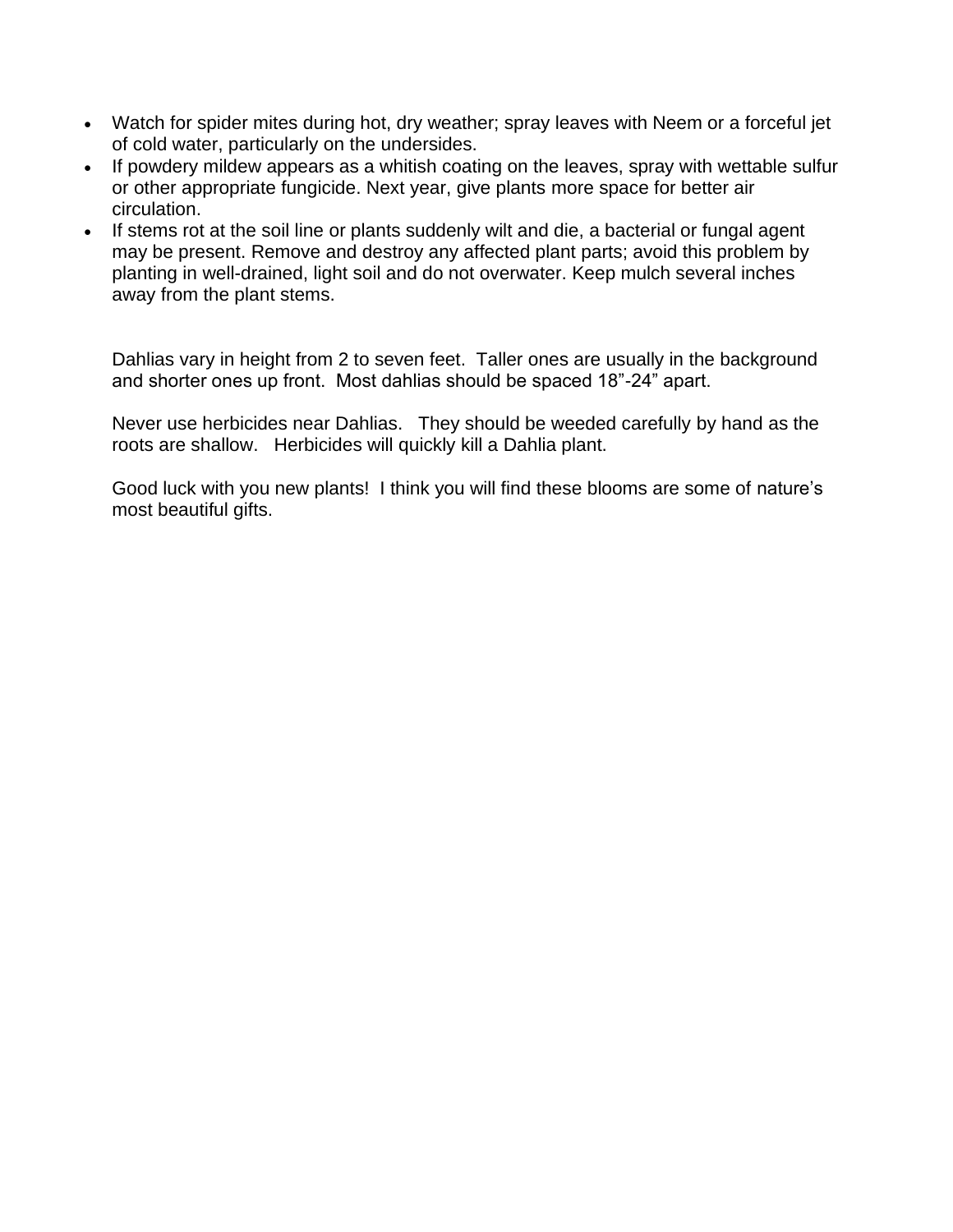- Watch for spider mites during hot, dry weather; spray leaves with Neem or a forceful jet of cold water, particularly on the undersides.
- If powdery mildew appears as a whitish coating on the leaves, spray with wettable sulfur or other appropriate fungicide. Next year, give plants more space for better air circulation.
- If stems rot at the soil line or plants suddenly wilt and die, a bacterial or fungal agent may be present. Remove and destroy any affected plant parts; avoid this problem by planting in well-drained, light soil and do not overwater. Keep mulch several inches away from the plant stems.

Dahlias vary in height from 2 to seven feet. Taller ones are usually in the background and shorter ones up front. Most dahlias should be spaced 18"-24" apart.

Never use herbicides near Dahlias. They should be weeded carefully by hand as the roots are shallow. Herbicides will quickly kill a Dahlia plant.

Good luck with you new plants! I think you will find these blooms are some of nature's most beautiful gifts.